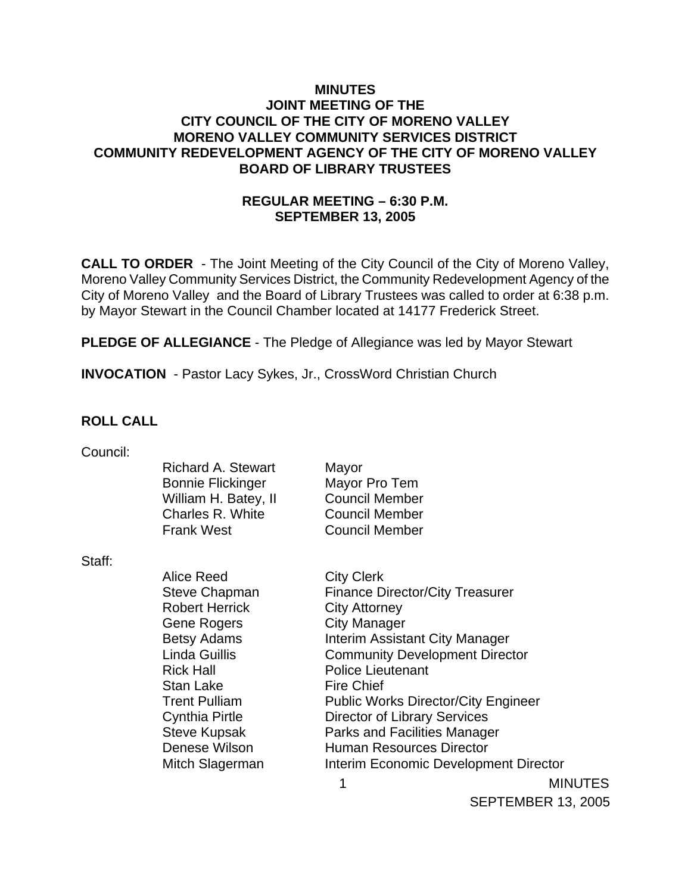# MINUTES
# JOINT MEETING OF THE
# CITY COUNCIL OF THE CITY OF MORENO VALLEY
# MORENO VALLEY COMMUNITY SERVICES DISTRICT
# COMMUNITY REDEVELOPMENT AGENCY OF THE CITY OF MORENO VALLEY
# BOARD OF LIBRARY TRUSTEES

## REGULAR MEETING – 6:30 P.M.
## SEPTEMBER 13, 2005

**CALL TO ORDER** - The Joint Meeting of the City Council of the City of Moreno Valley, Moreno Valley Community Services District, the Community Redevelopment Agency of the City of Moreno Valley and the Board of Library Trustees was called to order at 6:38 p.m. by Mayor Stewart in the Council Chamber located at 14177 Frederick Street.

**PLEDGE OF ALLEGIANCE** - The Pledge of Allegiance was led by Mayor Stewart

**INVOCATION** - Pastor Lacy Sykes, Jr., CrossWord Christian Church

**ROLL CALL**

Council:

| | |
|---|---|
| Richard A. Stewart | Mayor |
| Bonnie Flickinger | Mayor Pro Tem |
| William H. Batey, II | Council Member |
| Charles R. White | Council Member |
| Frank West | Council Member |

Staff:

| | |
|---|---|
| Alice Reed | City Clerk |
| Steve Chapman | Finance Director/City Treasurer |
| Robert Herrick | City Attorney |
| Gene Rogers | City Manager |
| Betsy Adams | Interim Assistant City Manager |
| Linda Guillis | Community Development Director |
| Rick Hall | Police Lieutenant |
| Stan Lake | Fire Chief |
| Trent Pulliam | Public Works Director/City Engineer |
| Cynthia Pirtle | Director of Library Services |
| Steve Kupsak | Parks and Facilities Manager |
| Denese Wilson | Human Resources Director |
| Mitch Slagerman | Interim Economic Development Director |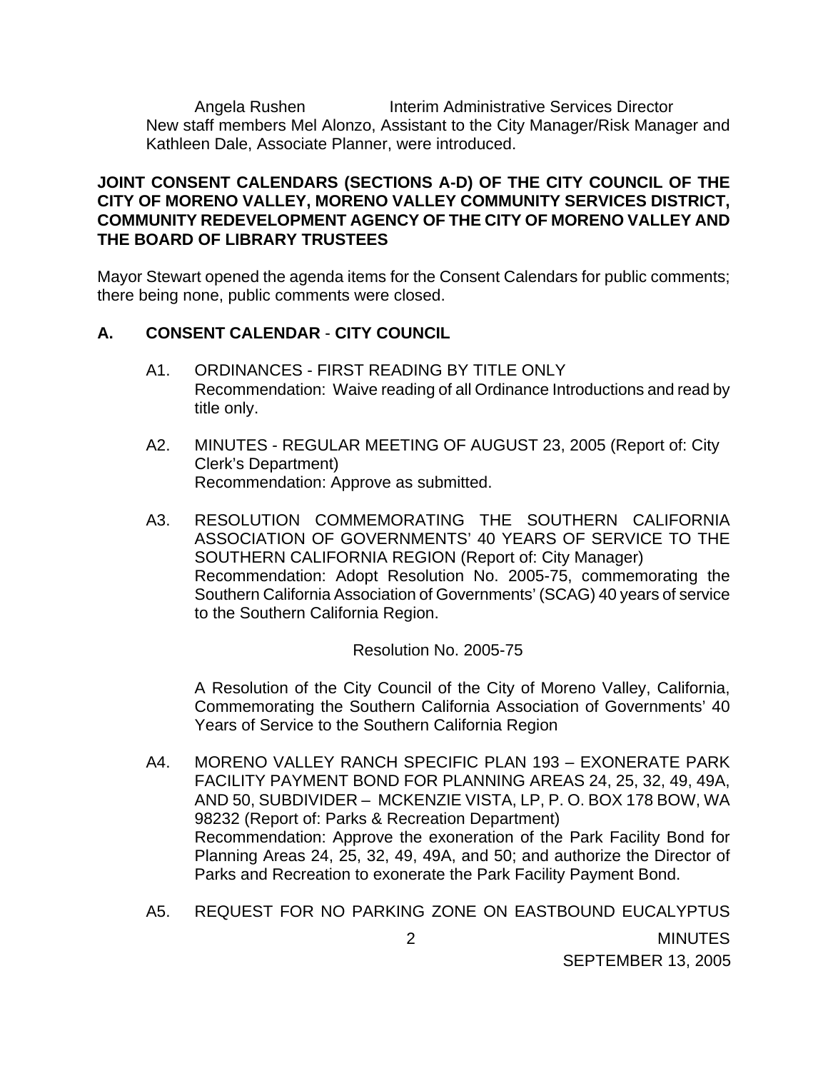Angela Rushen Interim Administrative Services Director

New staff members Mel Alonzo, Assistant to the City Manager/Risk Manager and Kathleen Dale, Associate Planner, were introduced.

**JOINT CONSENT CALENDARS (SECTIONS A-D) OF THE CITY COUNCIL OF THE CITY OF MORENO VALLEY, MORENO VALLEY COMMUNITY SERVICES DISTRICT, COMMUNITY REDEVELOPMENT AGENCY OF THE CITY OF MORENO VALLEY AND THE BOARD OF LIBRARY TRUSTEES**

Mayor Stewart opened the agenda items for the Consent Calendars for public comments; there being none, public comments were closed.

**A. CONSENT CALENDAR - CITY COUNCIL**

A1. ORDINANCES - FIRST READING BY TITLE ONLY
Recommendation: Waive reading of all Ordinance Introductions and read by title only.

A2. MINUTES - REGULAR MEETING OF AUGUST 23, 2005 (Report of: City Clerk's Department)
Recommendation: Approve as submitted.

A3. RESOLUTION COMMEMORATING THE SOUTHERN CALIFORNIA ASSOCIATION OF GOVERNMENTS' 40 YEARS OF SERVICE TO THE SOUTHERN CALIFORNIA REGION (Report of: City Manager)
Recommendation: Adopt Resolution No. 2005-75, commemorating the Southern California Association of Governments' (SCAG) 40 years of service to the Southern California Region.

Resolution No. 2005-75

A Resolution of the City Council of the City of Moreno Valley, California, Commemorating the Southern California Association of Governments' 40 Years of Service to the Southern California Region

A4. MORENO VALLEY RANCH SPECIFIC PLAN 193 – EXONERATE PARK FACILITY PAYMENT BOND FOR PLANNING AREAS 24, 25, 32, 49, 49A, AND 50, SUBDIVIDER – MCKENZIE VISTA, LP, P. O. BOX 178 BOW, WA 98232 (Report of: Parks & Recreation Department)
Recommendation: Approve the exoneration of the Park Facility Bond for Planning Areas 24, 25, 32, 49, 49A, and 50; and authorize the Director of Parks and Recreation to exonerate the Park Facility Payment Bond.

A5. REQUEST FOR NO PARKING ZONE ON EASTBOUND EUCALYPTUS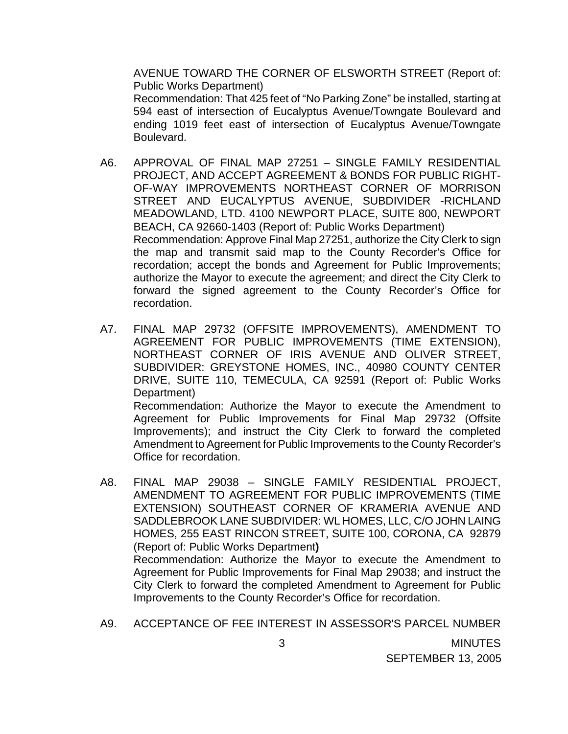AVENUE TOWARD THE CORNER OF ELSWORTH STREET (Report of: Public Works Department)
Recommendation: That 425 feet of "No Parking Zone" be installed, starting at 594 east of intersection of Eucalyptus Avenue/Towngate Boulevard and ending 1019 feet east of intersection of Eucalyptus Avenue/Towngate Boulevard.

A6. APPROVAL OF FINAL MAP 27251 – SINGLE FAMILY RESIDENTIAL PROJECT, AND ACCEPT AGREEMENT & BONDS FOR PUBLIC RIGHT-OF-WAY IMPROVEMENTS NORTHEAST CORNER OF MORRISON STREET AND EUCALYPTUS AVENUE, SUBDIVIDER -RICHLAND MEADOWLAND, LTD. 4100 NEWPORT PLACE, SUITE 800, NEWPORT BEACH, CA 92660-1403 (Report of: Public Works Department)
Recommendation: Approve Final Map 27251, authorize the City Clerk to sign the map and transmit said map to the County Recorder's Office for recordation; accept the bonds and Agreement for Public Improvements; authorize the Mayor to execute the agreement; and direct the City Clerk to forward the signed agreement to the County Recorder's Office for recordation.

A7. FINAL MAP 29732 (OFFSITE IMPROVEMENTS), AMENDMENT TO AGREEMENT FOR PUBLIC IMPROVEMENTS (TIME EXTENSION), NORTHEAST CORNER OF IRIS AVENUE AND OLIVER STREET, SUBDIVIDER: GREYSTONE HOMES, INC., 40980 COUNTY CENTER DRIVE, SUITE 110, TEMECULA, CA 92591 (Report of: Public Works Department)
Recommendation: Authorize the Mayor to execute the Amendment to Agreement for Public Improvements for Final Map 29732 (Offsite Improvements); and instruct the City Clerk to forward the completed Amendment to Agreement for Public Improvements to the County Recorder's Office for recordation.

A8. FINAL MAP 29038 – SINGLE FAMILY RESIDENTIAL PROJECT, AMENDMENT TO AGREEMENT FOR PUBLIC IMPROVEMENTS (TIME EXTENSION) SOUTHEAST CORNER OF KRAMERIA AVENUE AND SADDLEBROOK LANE SUBDIVIDER: WL HOMES, LLC, C/O JOHN LAING HOMES, 255 EAST RINCON STREET, SUITE 100, CORONA, CA 92879 (Report of: Public Works Department)
Recommendation: Authorize the Mayor to execute the Amendment to Agreement for Public Improvements for Final Map 29038; and instruct the City Clerk to forward the completed Amendment to Agreement for Public Improvements to the County Recorder's Office for recordation.

A9. ACCEPTANCE OF FEE INTEREST IN ASSESSOR'S PARCEL NUMBER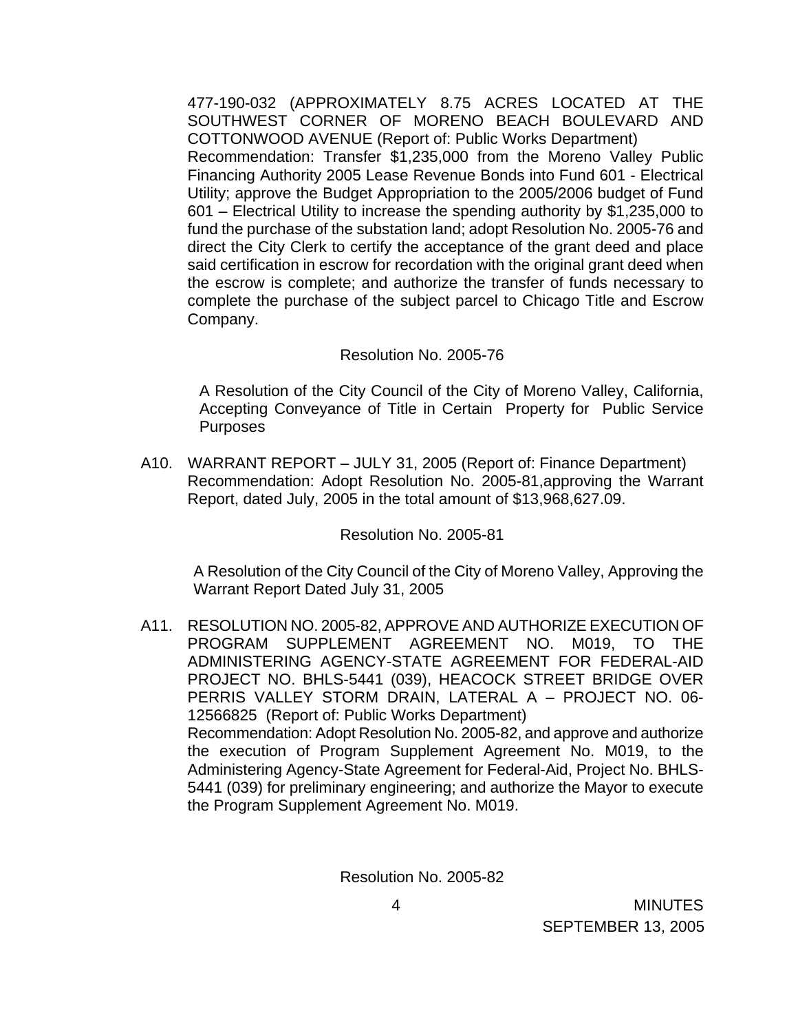477-190-032 (APPROXIMATELY 8.75 ACRES LOCATED AT THE SOUTHWEST CORNER OF MORENO BEACH BOULEVARD AND COTTONWOOD AVENUE (Report of: Public Works Department)
Recommendation: Transfer $1,235,000 from the Moreno Valley Public Financing Authority 2005 Lease Revenue Bonds into Fund 601 - Electrical Utility; approve the Budget Appropriation to the 2005/2006 budget of Fund 601 – Electrical Utility to increase the spending authority by $1,235,000 to fund the purchase of the substation land; adopt Resolution No. 2005-76 and direct the City Clerk to certify the acceptance of the grant deed and place said certification in escrow for recordation with the original grant deed when the escrow is complete; and authorize the transfer of funds necessary to complete the purchase of the subject parcel to Chicago Title and Escrow Company.

Resolution No. 2005-76

A Resolution of the City Council of the City of Moreno Valley, California, Accepting Conveyance of Title in Certain Property for Public Service Purposes

A10. WARRANT REPORT – JULY 31, 2005 (Report of: Finance Department)
Recommendation: Adopt Resolution No. 2005-81,approving the Warrant Report, dated July, 2005 in the total amount of $13,968,627.09.

Resolution No. 2005-81

A Resolution of the City Council of the City of Moreno Valley, Approving the Warrant Report Dated July 31, 2005

A11. RESOLUTION NO. 2005-82, APPROVE AND AUTHORIZE EXECUTION OF PROGRAM SUPPLEMENT AGREEMENT NO. M019, TO THE ADMINISTERING AGENCY-STATE AGREEMENT FOR FEDERAL-AID PROJECT NO. BHLS-5441 (039), HEACOCK STREET BRIDGE OVER PERRIS VALLEY STORM DRAIN, LATERAL A – PROJECT NO. 06-12566825 (Report of: Public Works Department)
Recommendation: Adopt Resolution No. 2005-82, and approve and authorize the execution of Program Supplement Agreement No. M019, to the Administering Agency-State Agreement for Federal-Aid, Project No. BHLS-5441 (039) for preliminary engineering; and authorize the Mayor to execute the Program Supplement Agreement No. M019.

Resolution No. 2005-82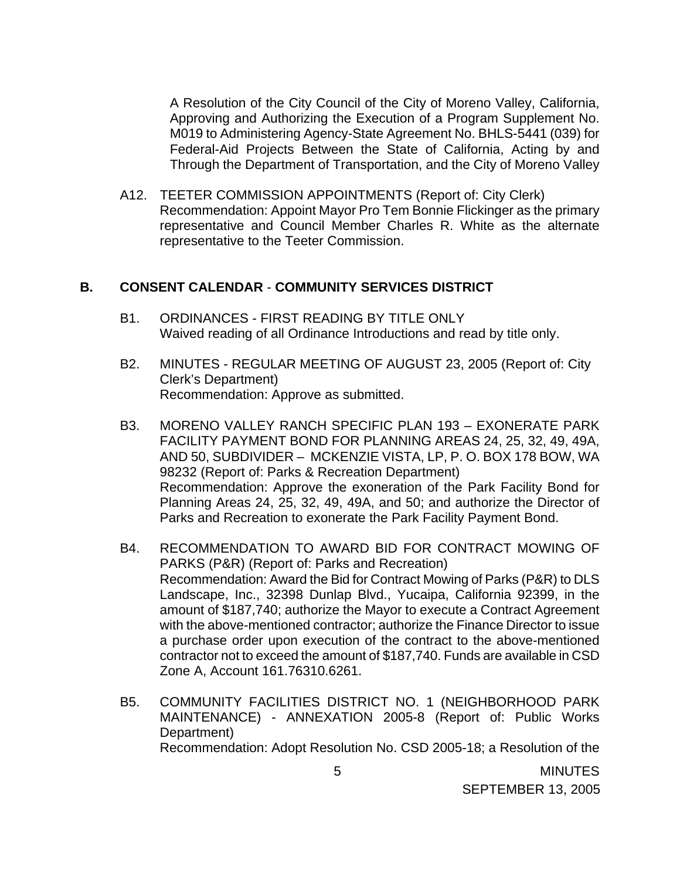A Resolution of the City Council of the City of Moreno Valley, California, Approving and Authorizing the Execution of a Program Supplement No. M019 to Administering Agency-State Agreement No. BHLS-5441 (039) for Federal-Aid Projects Between the State of California, Acting by and Through the Department of Transportation, and the City of Moreno Valley

A12. TEETER COMMISSION APPOINTMENTS (Report of: City Clerk)
Recommendation: Appoint Mayor Pro Tem Bonnie Flickinger as the primary representative and Council Member Charles R. White as the alternate representative to the Teeter Commission.

## B. CONSENT CALENDAR - COMMUNITY SERVICES DISTRICT

B1. ORDINANCES - FIRST READING BY TITLE ONLY
Waived reading of all Ordinance Introductions and read by title only.

B2. MINUTES - REGULAR MEETING OF AUGUST 23, 2005 (Report of: City Clerk's Department)
Recommendation: Approve as submitted.

B3. MORENO VALLEY RANCH SPECIFIC PLAN 193 – EXONERATE PARK FACILITY PAYMENT BOND FOR PLANNING AREAS 24, 25, 32, 49, 49A, AND 50, SUBDIVIDER – MCKENZIE VISTA, LP, P. O. BOX 178 BOW, WA 98232 (Report of: Parks & Recreation Department)
Recommendation: Approve the exoneration of the Park Facility Bond for Planning Areas 24, 25, 32, 49, 49A, and 50; and authorize the Director of Parks and Recreation to exonerate the Park Facility Payment Bond.

B4. RECOMMENDATION TO AWARD BID FOR CONTRACT MOWING OF PARKS (P&R) (Report of: Parks and Recreation)
Recommendation: Award the Bid for Contract Mowing of Parks (P&R) to DLS Landscape, Inc., 32398 Dunlap Blvd., Yucaipa, California 92399, in the amount of $187,740; authorize the Mayor to execute a Contract Agreement with the above-mentioned contractor; authorize the Finance Director to issue a purchase order upon execution of the contract to the above-mentioned contractor not to exceed the amount of $187,740. Funds are available in CSD Zone A, Account 161.76310.6261.

B5. COMMUNITY FACILITIES DISTRICT NO. 1 (NEIGHBORHOOD PARK MAINTENANCE) - ANNEXATION 2005-8 (Report of: Public Works Department)
Recommendation: Adopt Resolution No. CSD 2005-18; a Resolution of the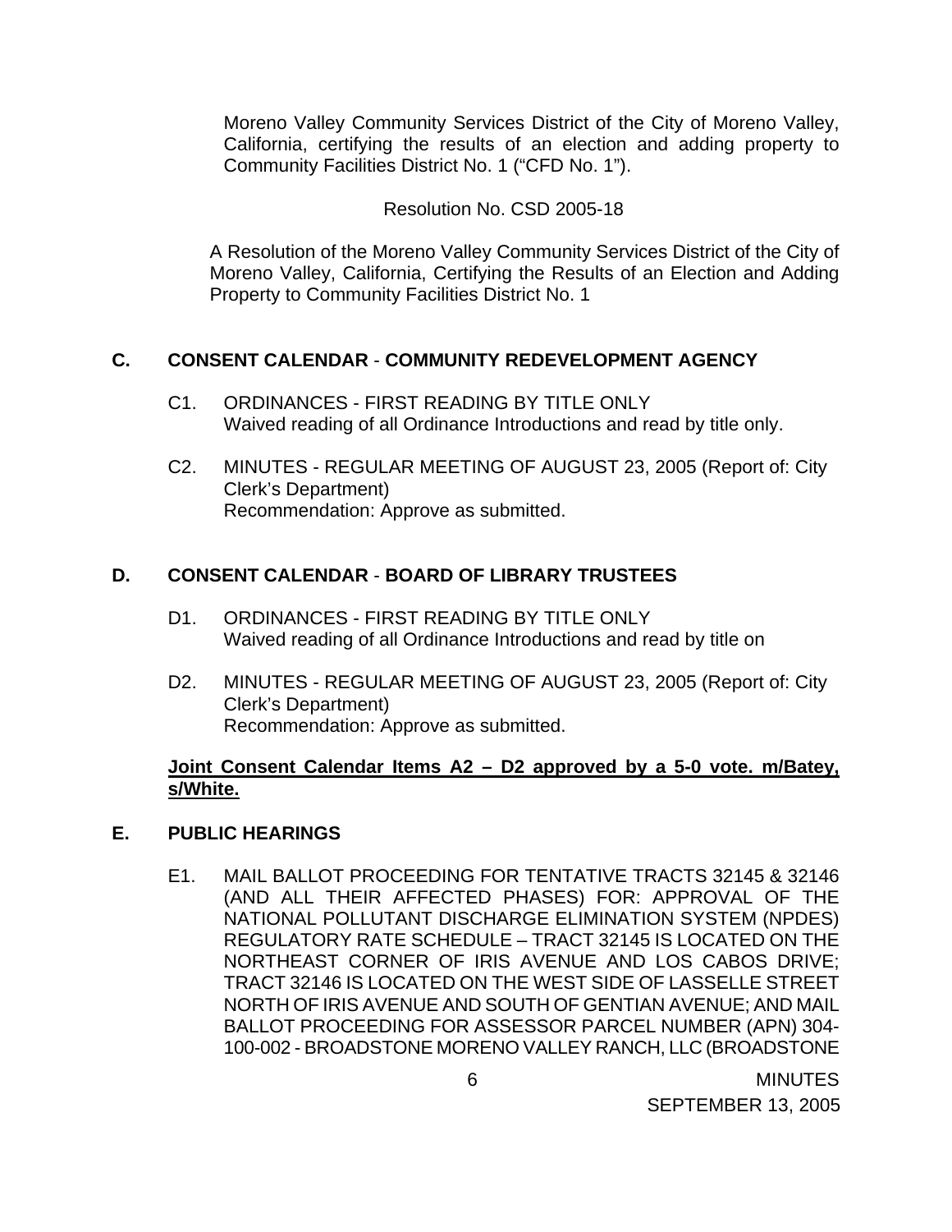Moreno Valley Community Services District of the City of Moreno Valley, California, certifying the results of an election and adding property to Community Facilities District No. 1 ("CFD No. 1").

Resolution No. CSD 2005-18

A Resolution of the Moreno Valley Community Services District of the City of Moreno Valley, California, Certifying the Results of an Election and Adding Property to Community Facilities District No. 1

## C. CONSENT CALENDAR - COMMUNITY REDEVELOPMENT AGENCY

C1. ORDINANCES - FIRST READING BY TITLE ONLY
Waived reading of all Ordinance Introductions and read by title only.

C2. MINUTES - REGULAR MEETING OF AUGUST 23, 2005 (Report of: City Clerk's Department)
Recommendation: Approve as submitted.

## D. CONSENT CALENDAR - BOARD OF LIBRARY TRUSTEES

D1. ORDINANCES - FIRST READING BY TITLE ONLY
Waived reading of all Ordinance Introductions and read by title on

D2. MINUTES - REGULAR MEETING OF AUGUST 23, 2005 (Report of: City Clerk's Department)
Recommendation: Approve as submitted.

**Joint Consent Calendar Items A2 – D2 approved by a 5-0 vote. m/Batey, s/White.**

## E. PUBLIC HEARINGS

E1. MAIL BALLOT PROCEEDING FOR TENTATIVE TRACTS 32145 & 32146 (AND ALL THEIR AFFECTED PHASES) FOR: APPROVAL OF THE NATIONAL POLLUTANT DISCHARGE ELIMINATION SYSTEM (NPDES) REGULATORY RATE SCHEDULE – TRACT 32145 IS LOCATED ON THE NORTHEAST CORNER OF IRIS AVENUE AND LOS CABOS DRIVE; TRACT 32146 IS LOCATED ON THE WEST SIDE OF LASSELLE STREET NORTH OF IRIS AVENUE AND SOUTH OF GENTIAN AVENUE; AND MAIL BALLOT PROCEEDING FOR ASSESSOR PARCEL NUMBER (APN) 304-100-002 - BROADSTONE MORENO VALLEY RANCH, LLC (BROADSTONE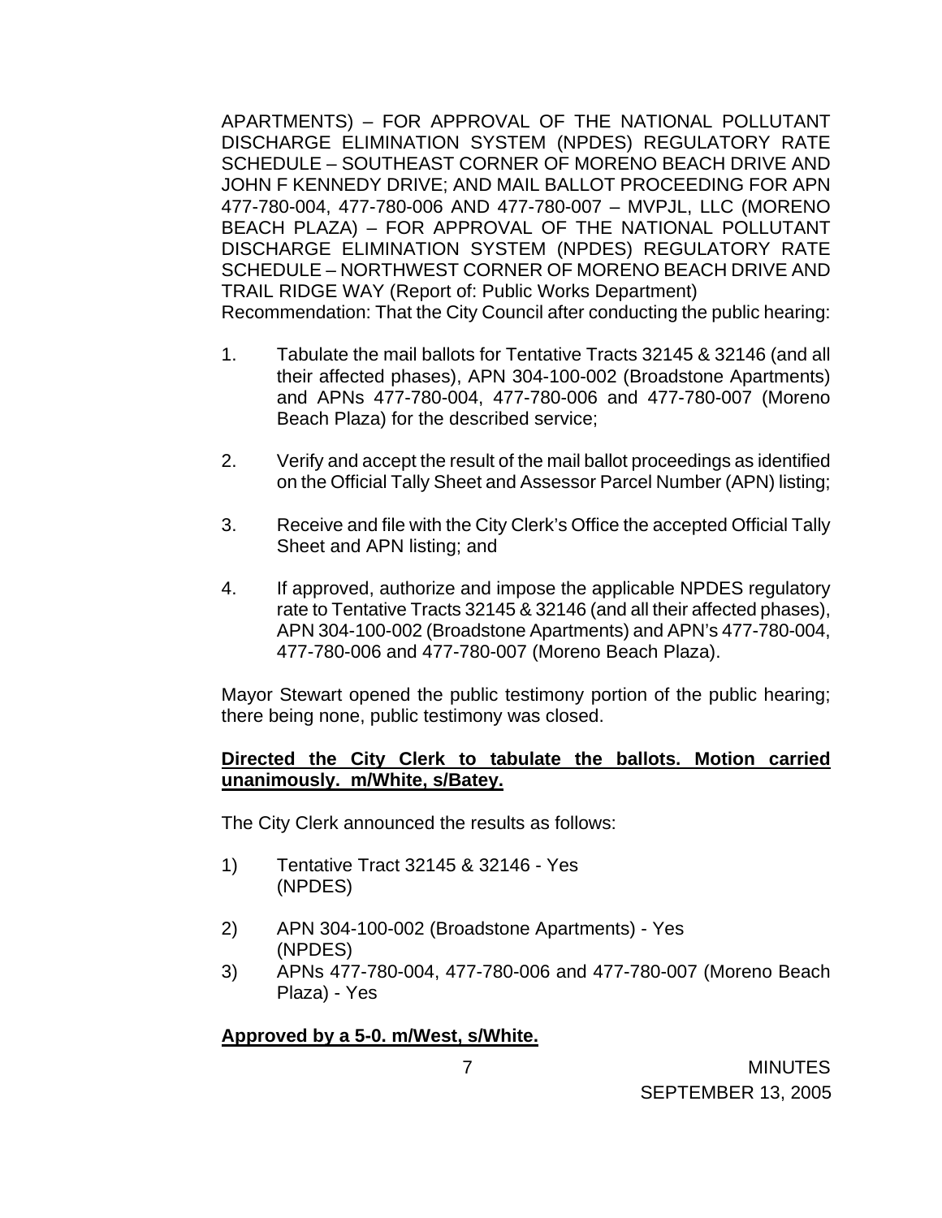APARTMENTS) – FOR APPROVAL OF THE NATIONAL POLLUTANT DISCHARGE ELIMINATION SYSTEM (NPDES) REGULATORY RATE SCHEDULE – SOUTHEAST CORNER OF MORENO BEACH DRIVE AND JOHN F KENNEDY DRIVE; AND MAIL BALLOT PROCEEDING FOR APN 477-780-004, 477-780-006 AND 477-780-007 – MVPJL, LLC (MORENO BEACH PLAZA) – FOR APPROVAL OF THE NATIONAL POLLUTANT DISCHARGE ELIMINATION SYSTEM (NPDES) REGULATORY RATE SCHEDULE – NORTHWEST CORNER OF MORENO BEACH DRIVE AND TRAIL RIDGE WAY (Report of: Public Works Department)
Recommendation: That the City Council after conducting the public hearing:

1. Tabulate the mail ballots for Tentative Tracts 32145 & 32146 (and all their affected phases), APN 304-100-002 (Broadstone Apartments) and APNs 477-780-004, 477-780-006 and 477-780-007 (Moreno Beach Plaza) for the described service;

2. Verify and accept the result of the mail ballot proceedings as identified on the Official Tally Sheet and Assessor Parcel Number (APN) listing;

3. Receive and file with the City Clerk's Office the accepted Official Tally Sheet and APN listing; and

4. If approved, authorize and impose the applicable NPDES regulatory rate to Tentative Tracts 32145 & 32146 (and all their affected phases), APN 304-100-002 (Broadstone Apartments) and APN's 477-780-004, 477-780-006 and 477-780-007 (Moreno Beach Plaza).

Mayor Stewart opened the public testimony portion of the public hearing; there being none, public testimony was closed.

**Directed the City Clerk to tabulate the ballots. Motion carried unanimously. m/White, s/Batey.**

The City Clerk announced the results as follows:

1) Tentative Tract 32145 & 32146 - Yes (NPDES)

2) APN 304-100-002 (Broadstone Apartments) - Yes (NPDES)

3) APNs 477-780-004, 477-780-006 and 477-780-007 (Moreno Beach Plaza) - Yes

**Approved by a 5-0. m/West, s/White.**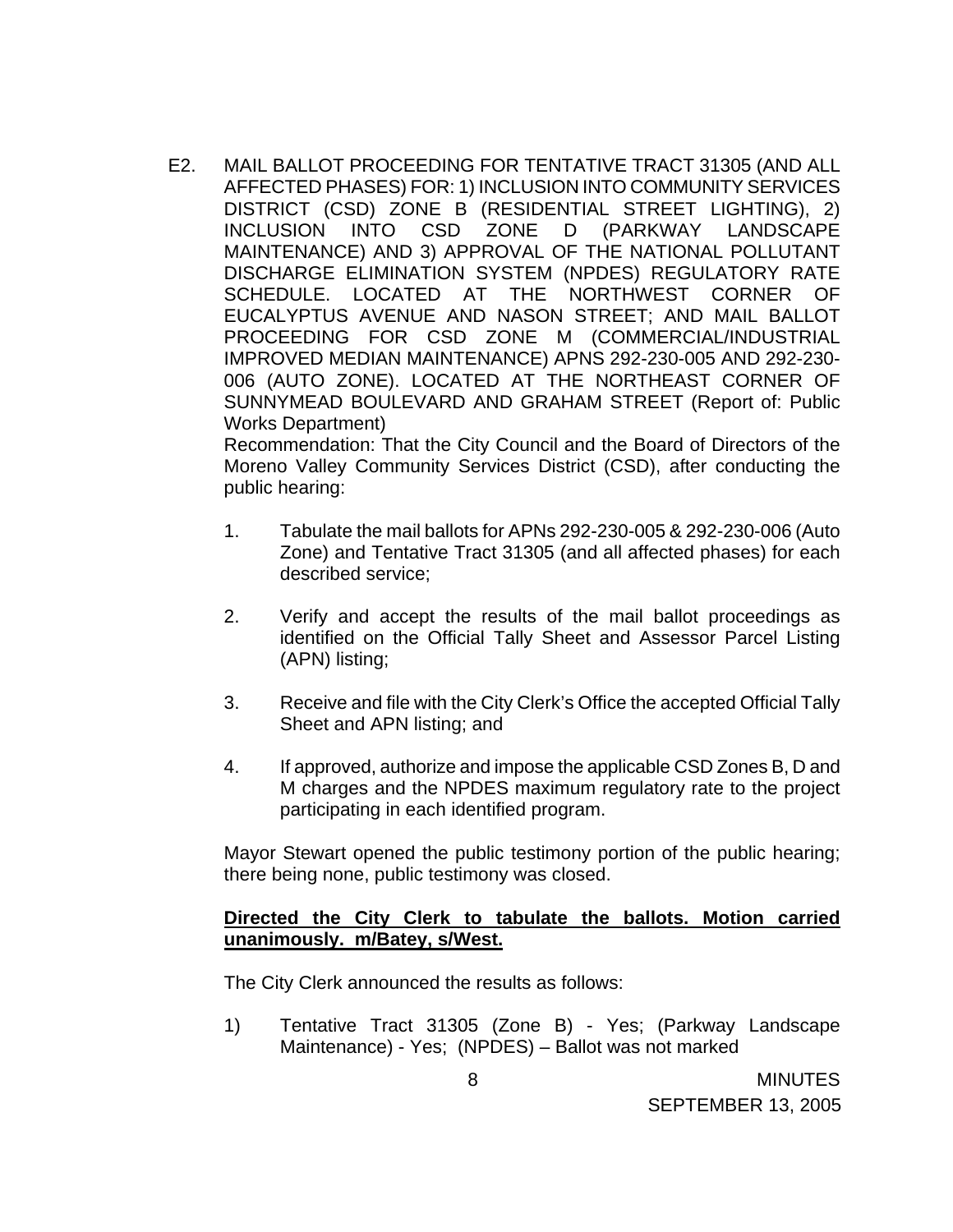E2. MAIL BALLOT PROCEEDING FOR TENTATIVE TRACT 31305 (AND ALL AFFECTED PHASES) FOR: 1) INCLUSION INTO COMMUNITY SERVICES DISTRICT (CSD) ZONE B (RESIDENTIAL STREET LIGHTING), 2) INCLUSION INTO CSD ZONE D (PARKWAY LANDSCAPE MAINTENANCE) AND 3) APPROVAL OF THE NATIONAL POLLUTANT DISCHARGE ELIMINATION SYSTEM (NPDES) REGULATORY RATE SCHEDULE. LOCATED AT THE NORTHWEST CORNER OF EUCALYPTUS AVENUE AND NASON STREET; AND MAIL BALLOT PROCEEDING FOR CSD ZONE M (COMMERCIAL/INDUSTRIAL IMPROVED MEDIAN MAINTENANCE) APNS 292-230-005 AND 292-230-006 (AUTO ZONE). LOCATED AT THE NORTHEAST CORNER OF SUNNYMEAD BOULEVARD AND GRAHAM STREET (Report of: Public Works Department)

Recommendation: That the City Council and the Board of Directors of the Moreno Valley Community Services District (CSD), after conducting the public hearing:

1. Tabulate the mail ballots for APNs 292-230-005 & 292-230-006 (Auto Zone) and Tentative Tract 31305 (and all affected phases) for each described service;

2. Verify and accept the results of the mail ballot proceedings as identified on the Official Tally Sheet and Assessor Parcel Listing (APN) listing;

3. Receive and file with the City Clerk's Office the accepted Official Tally Sheet and APN listing; and

4. If approved, authorize and impose the applicable CSD Zones B, D and M charges and the NPDES maximum regulatory rate to the project participating in each identified program.

Mayor Stewart opened the public testimony portion of the public hearing; there being none, public testimony was closed.

**Directed the City Clerk to tabulate the ballots. Motion carried unanimously. m/Batey, s/West.**

The City Clerk announced the results as follows:

1) Tentative Tract 31305 (Zone B) - Yes; (Parkway Landscape Maintenance) - Yes; (NPDES) – Ballot was not marked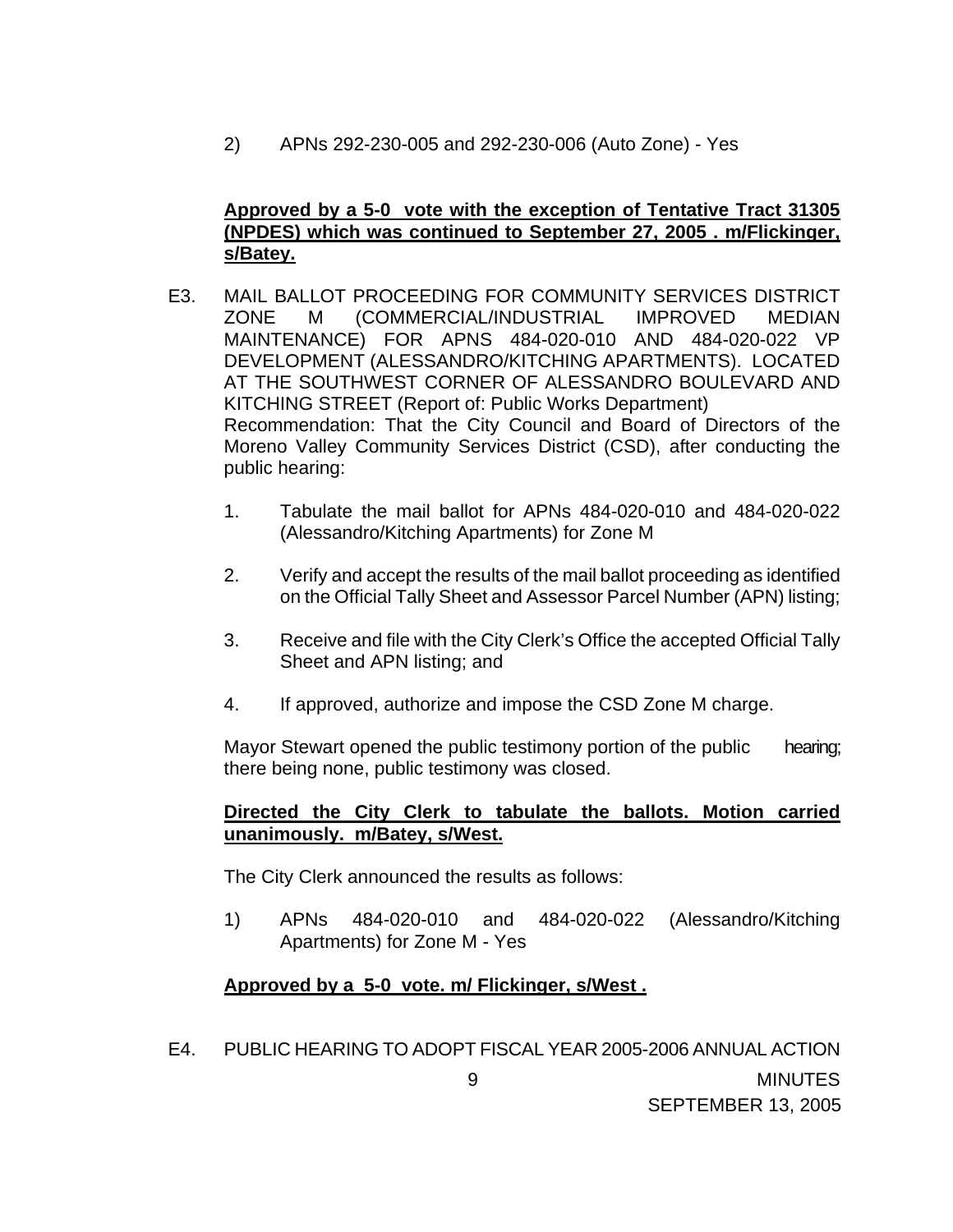2) APNs 292-230-005 and 292-230-006 (Auto Zone) - Yes

**Approved by a 5-0 vote with the exception of Tentative Tract 31305 (NPDES) which was continued to September 27, 2005 . m/Flickinger, s/Batey.**

E3. MAIL BALLOT PROCEEDING FOR COMMUNITY SERVICES DISTRICT ZONE M (COMMERCIAL/INDUSTRIAL IMPROVED MEDIAN MAINTENANCE) FOR APNS 484-020-010 AND 484-020-022 VP DEVELOPMENT (ALESSANDRO/KITCHING APARTMENTS). LOCATED AT THE SOUTHWEST CORNER OF ALESSANDRO BOULEVARD AND KITCHING STREET (Report of: Public Works Department)
Recommendation: That the City Council and Board of Directors of the Moreno Valley Community Services District (CSD), after conducting the public hearing:

1. Tabulate the mail ballot for APNs 484-020-010 and 484-020-022 (Alessandro/Kitching Apartments) for Zone M
2. Verify and accept the results of the mail ballot proceeding as identified on the Official Tally Sheet and Assessor Parcel Number (APN) listing;
3. Receive and file with the City Clerk's Office the accepted Official Tally Sheet and APN listing; and
4. If approved, authorize and impose the CSD Zone M charge.

Mayor Stewart opened the public testimony portion of the public hearing; there being none, public testimony was closed.

**Directed the City Clerk to tabulate the ballots. Motion carried unanimously. m/Batey, s/West.**

The City Clerk announced the results as follows:

1) APNs 484-020-010 and 484-020-022 (Alessandro/Kitching Apartments) for Zone M - Yes

**Approved by a 5-0 vote. m/ Flickinger, s/West .**

E4. PUBLIC HEARING TO ADOPT FISCAL YEAR 2005-2006 ANNUAL ACTION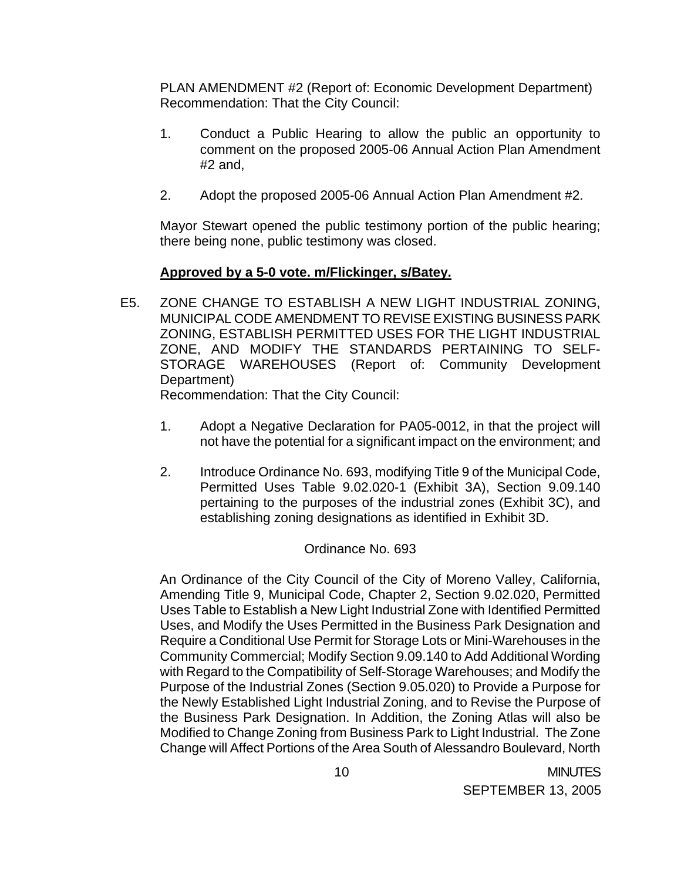PLAN AMENDMENT #2 (Report of: Economic Development Department)
Recommendation: That the City Council:

1. Conduct a Public Hearing to allow the public an opportunity to comment on the proposed 2005-06 Annual Action Plan Amendment #2 and,

2. Adopt the proposed 2005-06 Annual Action Plan Amendment #2.

Mayor Stewart opened the public testimony portion of the public hearing; there being none, public testimony was closed.

**Approved by a 5-0 vote. m/Flickinger, s/Batey.**

E5. ZONE CHANGE TO ESTABLISH A NEW LIGHT INDUSTRIAL ZONING, MUNICIPAL CODE AMENDMENT TO REVISE EXISTING BUSINESS PARK ZONING, ESTABLISH PERMITTED USES FOR THE LIGHT INDUSTRIAL ZONE, AND MODIFY THE STANDARDS PERTAINING TO SELF-STORAGE WAREHOUSES (Report of: Community Development Department)
Recommendation: That the City Council:

1. Adopt a Negative Declaration for PA05-0012, in that the project will not have the potential for a significant impact on the environment; and

2. Introduce Ordinance No. 693, modifying Title 9 of the Municipal Code, Permitted Uses Table 9.02.020-1 (Exhibit 3A), Section 9.09.140 pertaining to the purposes of the industrial zones (Exhibit 3C), and establishing zoning designations as identified in Exhibit 3D.

Ordinance No. 693

An Ordinance of the City Council of the City of Moreno Valley, California, Amending Title 9, Municipal Code, Chapter 2, Section 9.02.020, Permitted Uses Table to Establish a New Light Industrial Zone with Identified Permitted Uses, and Modify the Uses Permitted in the Business Park Designation and Require a Conditional Use Permit for Storage Lots or Mini-Warehouses in the Community Commercial; Modify Section 9.09.140 to Add Additional Wording with Regard to the Compatibility of Self-Storage Warehouses; and Modify the Purpose of the Industrial Zones (Section 9.05.020) to Provide a Purpose for the Newly Established Light Industrial Zoning, and to Revise the Purpose of the Business Park Designation. In Addition, the Zoning Atlas will also be Modified to Change Zoning from Business Park to Light Industrial. The Zone Change will Affect Portions of the Area South of Alessandro Boulevard, North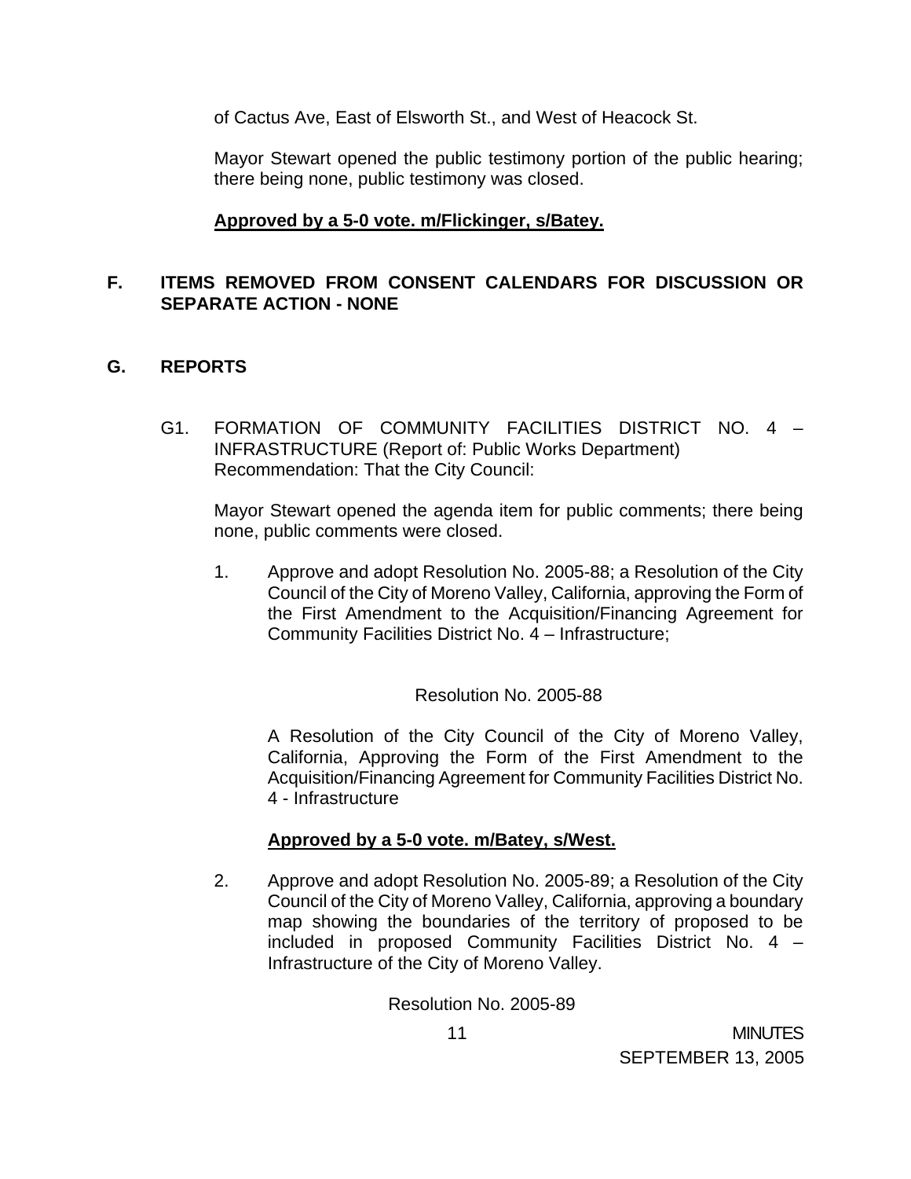of Cactus Ave, East of Elsworth St., and West of Heacock St.

Mayor Stewart opened the public testimony portion of the public hearing; there being none, public testimony was closed.

**Approved by a 5-0 vote. m/Flickinger, s/Batey.**

## F. ITEMS REMOVED FROM CONSENT CALENDARS FOR DISCUSSION OR SEPARATE ACTION - NONE

## G. REPORTS

G1. FORMATION OF COMMUNITY FACILITIES DISTRICT NO. 4 – INFRASTRUCTURE (Report of: Public Works Department) Recommendation: That the City Council:

Mayor Stewart opened the agenda item for public comments; there being none, public comments were closed.

1. Approve and adopt Resolution No. 2005-88; a Resolution of the City Council of the City of Moreno Valley, California, approving the Form of the First Amendment to the Acquisition/Financing Agreement for Community Facilities District No. 4 – Infrastructure;

   Resolution No. 2005-88

   A Resolution of the City Council of the City of Moreno Valley, California, Approving the Form of the First Amendment to the Acquisition/Financing Agreement for Community Facilities District No. 4 - Infrastructure

   **Approved by a 5-0 vote. m/Batey, s/West.**

2. Approve and adopt Resolution No. 2005-89; a Resolution of the City Council of the City of Moreno Valley, California, approving a boundary map showing the boundaries of the territory of proposed to be included in proposed Community Facilities District No. 4 – Infrastructure of the City of Moreno Valley.

   Resolution No. 2005-89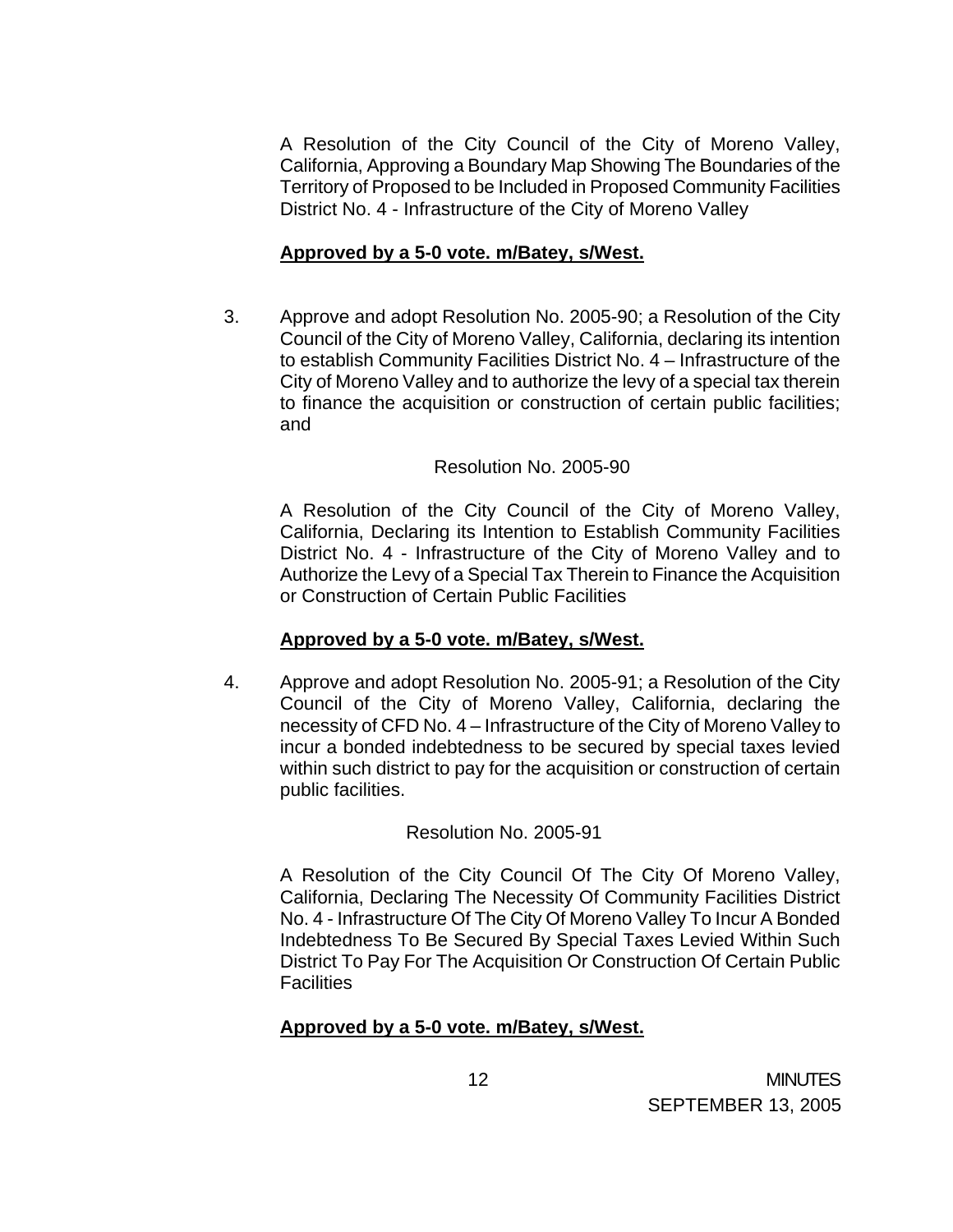A Resolution of the City Council of the City of Moreno Valley, California, Approving a Boundary Map Showing The Boundaries of the Territory of Proposed to be Included in Proposed Community Facilities District No. 4 - Infrastructure of the City of Moreno Valley

**Approved by a 5-0 vote. m/Batey, s/West.**

3. Approve and adopt Resolution No. 2005-90; a Resolution of the City Council of the City of Moreno Valley, California, declaring its intention to establish Community Facilities District No. 4 – Infrastructure of the City of Moreno Valley and to authorize the levy of a special tax therein to finance the acquisition or construction of certain public facilities; and

   Resolution No. 2005-90

   A Resolution of the City Council of the City of Moreno Valley, California, Declaring its Intention to Establish Community Facilities District No. 4 - Infrastructure of the City of Moreno Valley and to Authorize the Levy of a Special Tax Therein to Finance the Acquisition or Construction of Certain Public Facilities

   **Approved by a 5-0 vote. m/Batey, s/West.**

4. Approve and adopt Resolution No. 2005-91; a Resolution of the City Council of the City of Moreno Valley, California, declaring the necessity of CFD No. 4 – Infrastructure of the City of Moreno Valley to incur a bonded indebtedness to be secured by special taxes levied within such district to pay for the acquisition or construction of certain public facilities.

   Resolution No. 2005-91

   A Resolution of the City Council Of The City Of Moreno Valley, California, Declaring The Necessity Of Community Facilities District No. 4 - Infrastructure Of The City Of Moreno Valley To Incur A Bonded Indebtedness To Be Secured By Special Taxes Levied Within Such District To Pay For The Acquisition Or Construction Of Certain Public Facilities

   **Approved by a 5-0 vote. m/Batey, s/West.**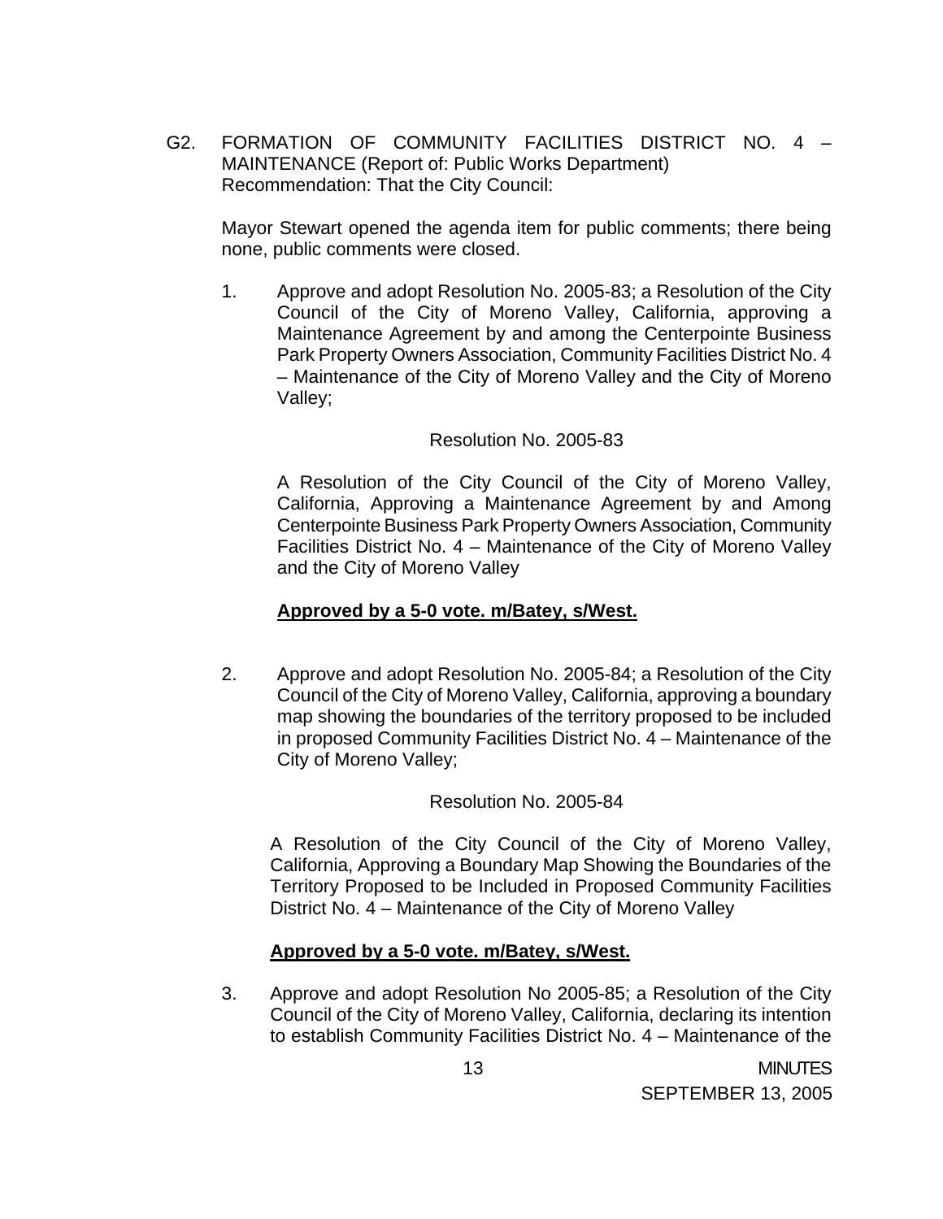G2. FORMATION OF COMMUNITY FACILITIES DISTRICT NO. 4 – MAINTENANCE (Report of: Public Works Department)
Recommendation: That the City Council:

Mayor Stewart opened the agenda item for public comments; there being none, public comments were closed.

1. Approve and adopt Resolution No. 2005-83; a Resolution of the City Council of the City of Moreno Valley, California, approving a Maintenance Agreement by and among the Centerpointe Business Park Property Owners Association, Community Facilities District No. 4 – Maintenance of the City of Moreno Valley and the City of Moreno Valley;

   Resolution No. 2005-83

   A Resolution of the City Council of the City of Moreno Valley, California, Approving a Maintenance Agreement by and Among Centerpointe Business Park Property Owners Association, Community Facilities District No. 4 – Maintenance of the City of Moreno Valley and the City of Moreno Valley

   **Approved by a 5-0 vote. m/Batey, s/West.**

2. Approve and adopt Resolution No. 2005-84; a Resolution of the City Council of the City of Moreno Valley, California, approving a boundary map showing the boundaries of the territory proposed to be included in proposed Community Facilities District No. 4 – Maintenance of the City of Moreno Valley;

   Resolution No. 2005-84

   A Resolution of the City Council of the City of Moreno Valley, California, Approving a Boundary Map Showing the Boundaries of the Territory Proposed to be Included in Proposed Community Facilities District No. 4 – Maintenance of the City of Moreno Valley

   **Approved by a 5-0 vote. m/Batey, s/West.**

3. Approve and adopt Resolution No 2005-85; a Resolution of the City Council of the City of Moreno Valley, California, declaring its intention to establish Community Facilities District No. 4 – Maintenance of the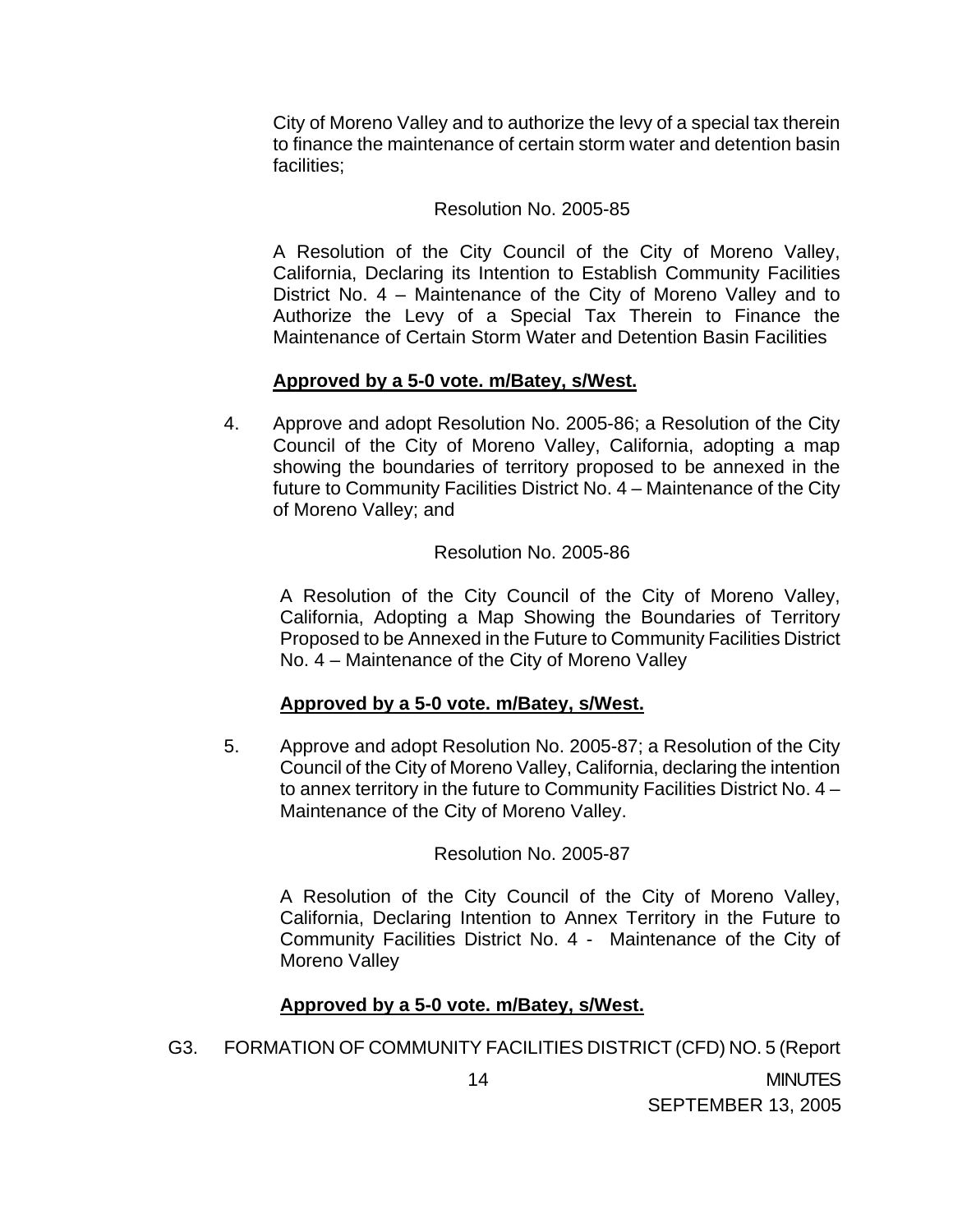City of Moreno Valley and to authorize the levy of a special tax therein to finance the maintenance of certain storm water and detention basin facilities;

Resolution No. 2005-85

A Resolution of the City Council of the City of Moreno Valley, California, Declaring its Intention to Establish Community Facilities District No. 4 – Maintenance of the City of Moreno Valley and to Authorize the Levy of a Special Tax Therein to Finance the Maintenance of Certain Storm Water and Detention Basin Facilities

**Approved by a 5-0 vote. m/Batey, s/West.**

4. Approve and adopt Resolution No. 2005-86; a Resolution of the City Council of the City of Moreno Valley, California, adopting a map showing the boundaries of territory proposed to be annexed in the future to Community Facilities District No. 4 – Maintenance of the City of Moreno Valley; and

Resolution No. 2005-86

A Resolution of the City Council of the City of Moreno Valley, California, Adopting a Map Showing the Boundaries of Territory Proposed to be Annexed in the Future to Community Facilities District No. 4 – Maintenance of the City of Moreno Valley

**Approved by a 5-0 vote. m/Batey, s/West.**

5. Approve and adopt Resolution No. 2005-87; a Resolution of the City Council of the City of Moreno Valley, California, declaring the intention to annex territory in the future to Community Facilities District No. 4 – Maintenance of the City of Moreno Valley.

Resolution No. 2005-87

A Resolution of the City Council of the City of Moreno Valley, California, Declaring Intention to Annex Territory in the Future to Community Facilities District No. 4 - Maintenance of the City of Moreno Valley

**Approved by a 5-0 vote. m/Batey, s/West.**

G3. FORMATION OF COMMUNITY FACILITIES DISTRICT (CFD) NO. 5 (Report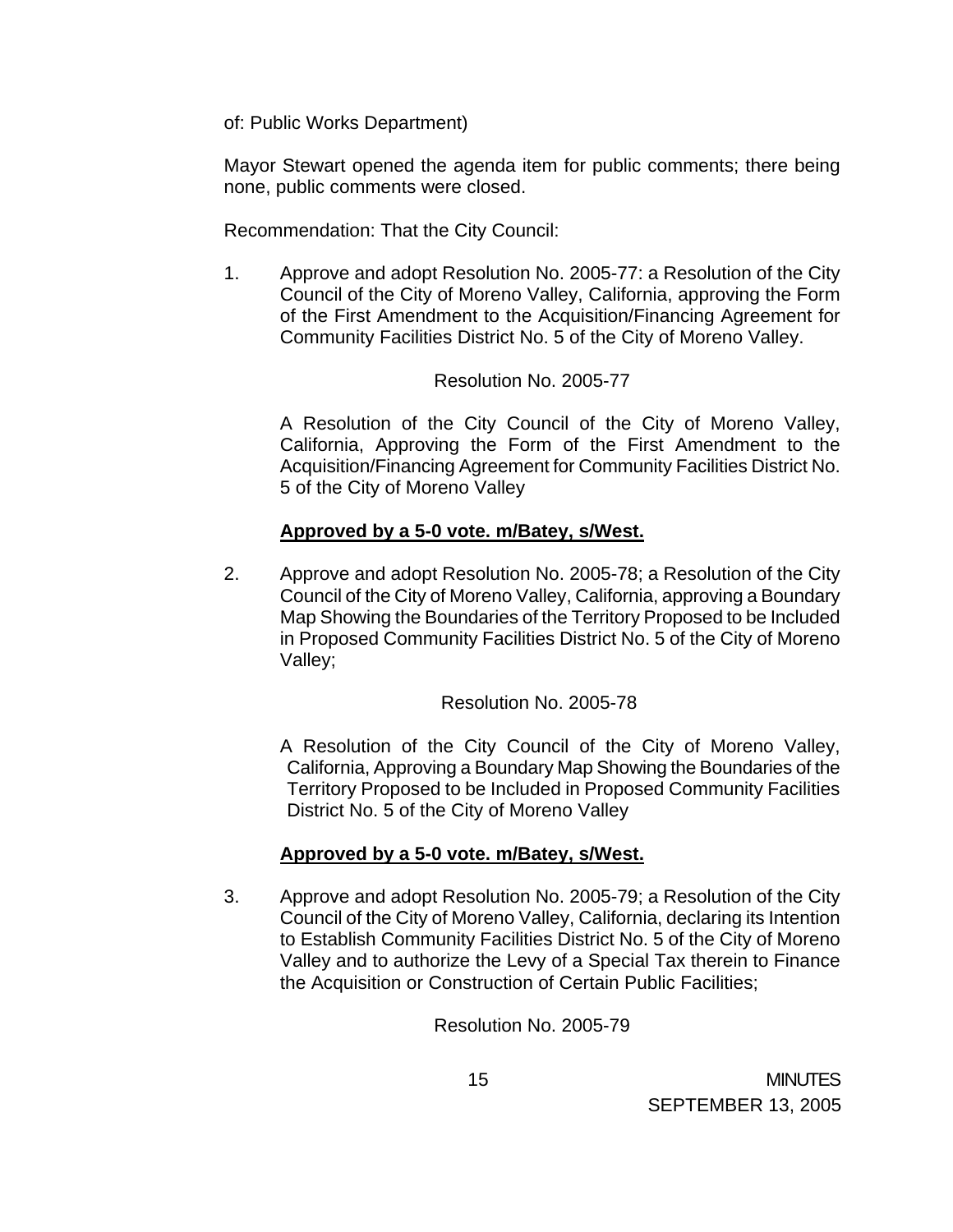of: Public Works Department)

Mayor Stewart opened the agenda item for public comments; there being none, public comments were closed.

Recommendation: That the City Council:

1. Approve and adopt Resolution No. 2005-77: a Resolution of the City Council of the City of Moreno Valley, California, approving the Form of the First Amendment to the Acquisition/Financing Agreement for Community Facilities District No. 5 of the City of Moreno Valley.

   Resolution No. 2005-77

   A Resolution of the City Council of the City of Moreno Valley, California, Approving the Form of the First Amendment to the Acquisition/Financing Agreement for Community Facilities District No. 5 of the City of Moreno Valley

   **Approved by a 5-0 vote. m/Batey, s/West.**

2. Approve and adopt Resolution No. 2005-78; a Resolution of the City Council of the City of Moreno Valley, California, approving a Boundary Map Showing the Boundaries of the Territory Proposed to be Included in Proposed Community Facilities District No. 5 of the City of Moreno Valley;

   Resolution No. 2005-78

   A Resolution of the City Council of the City of Moreno Valley, California, Approving a Boundary Map Showing the Boundaries of the Territory Proposed to be Included in Proposed Community Facilities District No. 5 of the City of Moreno Valley

   **Approved by a 5-0 vote. m/Batey, s/West.**

3. Approve and adopt Resolution No. 2005-79; a Resolution of the City Council of the City of Moreno Valley, California, declaring its Intention to Establish Community Facilities District No. 5 of the City of Moreno Valley and to authorize the Levy of a Special Tax therein to Finance the Acquisition or Construction of Certain Public Facilities;

   Resolution No. 2005-79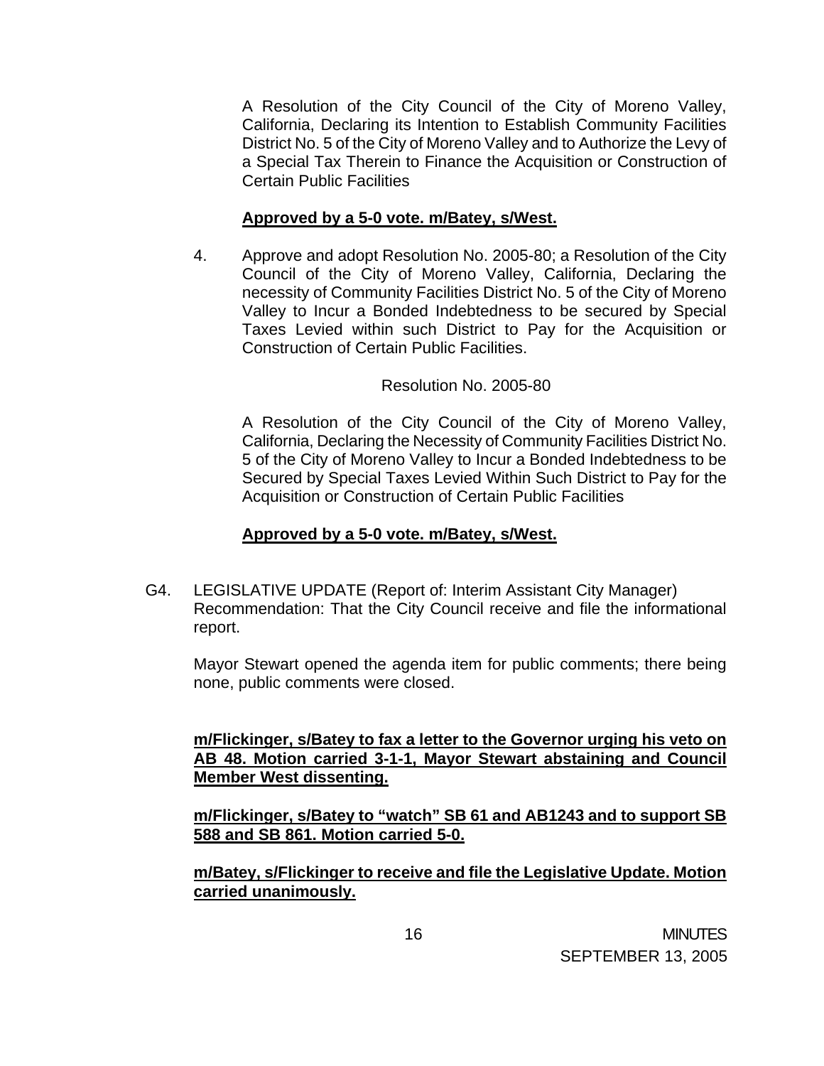A Resolution of the City Council of the City of Moreno Valley, California, Declaring its Intention to Establish Community Facilities District No. 5 of the City of Moreno Valley and to Authorize the Levy of a Special Tax Therein to Finance the Acquisition or Construction of Certain Public Facilities

**Approved by a 5-0 vote. m/Batey, s/West.**

4. Approve and adopt Resolution No. 2005-80; a Resolution of the City Council of the City of Moreno Valley, California, Declaring the necessity of Community Facilities District No. 5 of the City of Moreno Valley to Incur a Bonded Indebtedness to be secured by Special Taxes Levied within such District to Pay for the Acquisition or Construction of Certain Public Facilities.

   Resolution No. 2005-80

   A Resolution of the City Council of the City of Moreno Valley, California, Declaring the Necessity of Community Facilities District No. 5 of the City of Moreno Valley to Incur a Bonded Indebtedness to be Secured by Special Taxes Levied Within Such District to Pay for the Acquisition or Construction of Certain Public Facilities

   **Approved by a 5-0 vote. m/Batey, s/West.**

G4. LEGISLATIVE UPDATE (Report of: Interim Assistant City Manager) Recommendation: That the City Council receive and file the informational report.

Mayor Stewart opened the agenda item for public comments; there being none, public comments were closed.

**m/Flickinger, s/Batey to fax a letter to the Governor urging his veto on AB 48. Motion carried 3-1-1, Mayor Stewart abstaining and Council Member West dissenting.**

**m/Flickinger, s/Batey to "watch" SB 61 and AB1243 and to support SB 588 and SB 861. Motion carried 5-0.**

**m/Batey, s/Flickinger to receive and file the Legislative Update. Motion carried unanimously.**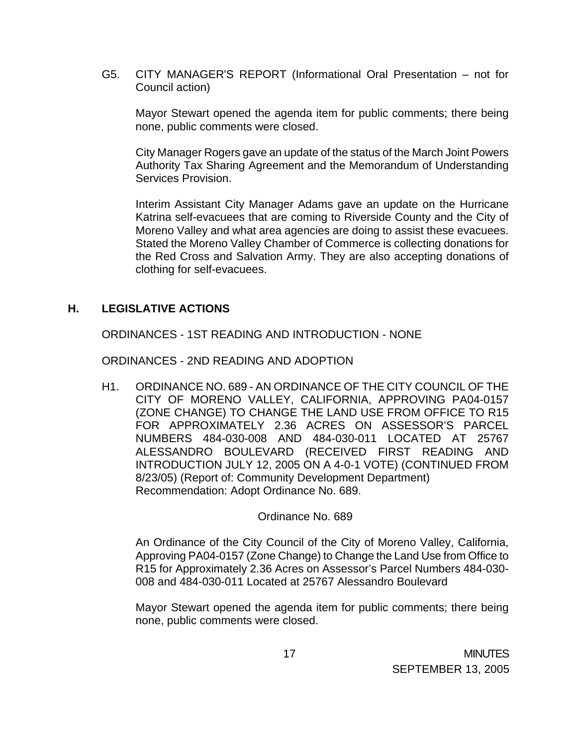G5. CITY MANAGER'S REPORT (Informational Oral Presentation – not for Council action)

Mayor Stewart opened the agenda item for public comments; there being none, public comments were closed.

City Manager Rogers gave an update of the status of the March Joint Powers Authority Tax Sharing Agreement and the Memorandum of Understanding Services Provision.

Interim Assistant City Manager Adams gave an update on the Hurricane Katrina self-evacuees that are coming to Riverside County and the City of Moreno Valley and what area agencies are doing to assist these evacuees. Stated the Moreno Valley Chamber of Commerce is collecting donations for the Red Cross and Salvation Army. They are also accepting donations of clothing for self-evacuees.

## H. LEGISLATIVE ACTIONS

ORDINANCES - 1ST READING AND INTRODUCTION - NONE

ORDINANCES - 2ND READING AND ADOPTION

H1. ORDINANCE NO. 689 - AN ORDINANCE OF THE CITY COUNCIL OF THE CITY OF MORENO VALLEY, CALIFORNIA, APPROVING PA04-0157 (ZONE CHANGE) TO CHANGE THE LAND USE FROM OFFICE TO R15 FOR APPROXIMATELY 2.36 ACRES ON ASSESSOR'S PARCEL NUMBERS 484-030-008 AND 484-030-011 LOCATED AT 25767 ALESSANDRO BOULEVARD (RECEIVED FIRST READING AND INTRODUCTION JULY 12, 2005 ON A 4-0-1 VOTE) (CONTINUED FROM 8/23/05) (Report of: Community Development Department)
Recommendation: Adopt Ordinance No. 689.

Ordinance No. 689

An Ordinance of the City Council of the City of Moreno Valley, California, Approving PA04-0157 (Zone Change) to Change the Land Use from Office to R15 for Approximately 2.36 Acres on Assessor's Parcel Numbers 484-030-008 and 484-030-011 Located at 25767 Alessandro Boulevard

Mayor Stewart opened the agenda item for public comments; there being none, public comments were closed.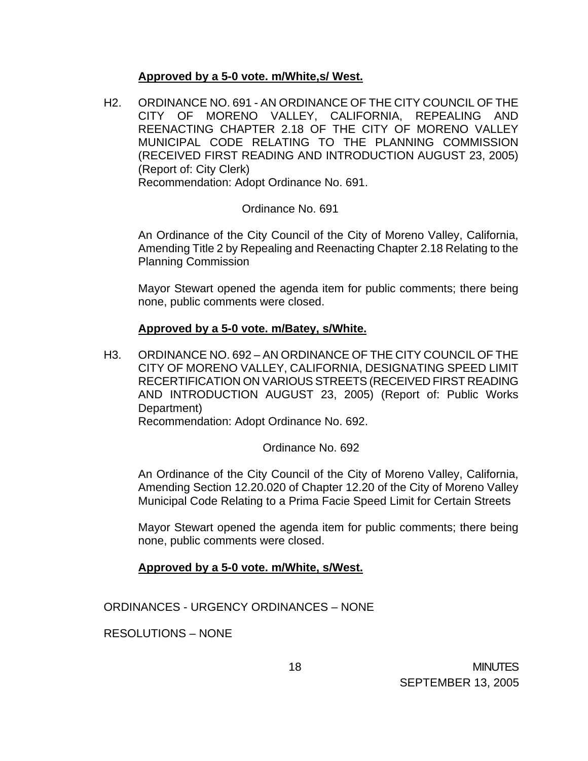**Approved by a 5-0 vote. m/White,s/ West.**

H2. ORDINANCE NO. 691 - AN ORDINANCE OF THE CITY COUNCIL OF THE CITY OF MORENO VALLEY, CALIFORNIA, REPEALING AND REENACTING CHAPTER 2.18 OF THE CITY OF MORENO VALLEY MUNICIPAL CODE RELATING TO THE PLANNING COMMISSION (RECEIVED FIRST READING AND INTRODUCTION AUGUST 23, 2005) (Report of: City Clerk)
Recommendation: Adopt Ordinance No. 691.

Ordinance No. 691

An Ordinance of the City Council of the City of Moreno Valley, California, Amending Title 2 by Repealing and Reenacting Chapter 2.18 Relating to the Planning Commission

Mayor Stewart opened the agenda item for public comments; there being none, public comments were closed.

**Approved by a 5-0 vote. m/Batey, s/White.**

H3. ORDINANCE NO. 692 – AN ORDINANCE OF THE CITY COUNCIL OF THE CITY OF MORENO VALLEY, CALIFORNIA, DESIGNATING SPEED LIMIT RECERTIFICATION ON VARIOUS STREETS (RECEIVED FIRST READING AND INTRODUCTION AUGUST 23, 2005) (Report of: Public Works Department)
Recommendation: Adopt Ordinance No. 692.

Ordinance No. 692

An Ordinance of the City Council of the City of Moreno Valley, California, Amending Section 12.20.020 of Chapter 12.20 of the City of Moreno Valley Municipal Code Relating to a Prima Facie Speed Limit for Certain Streets

Mayor Stewart opened the agenda item for public comments; there being none, public comments were closed.

**Approved by a 5-0 vote. m/White, s/West.**

ORDINANCES - URGENCY ORDINANCES – NONE

RESOLUTIONS – NONE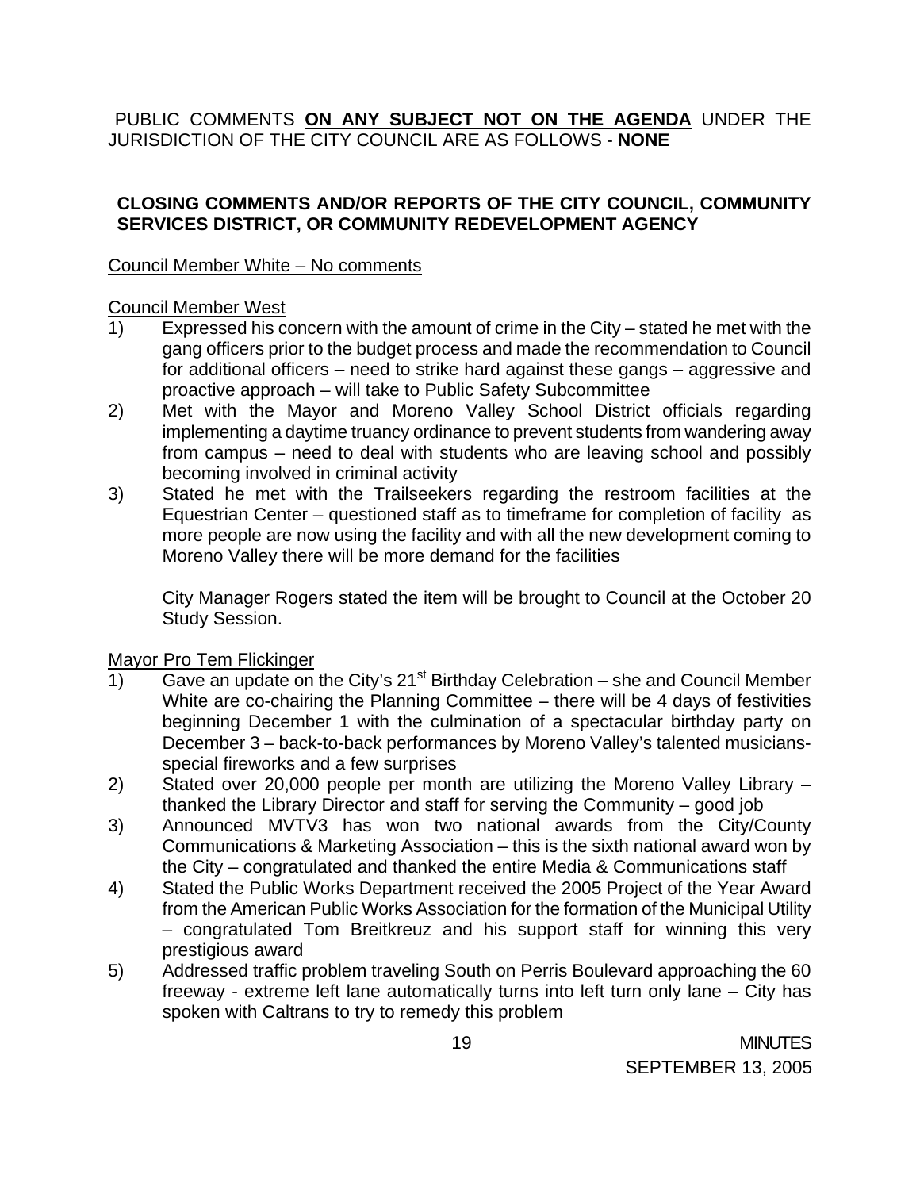PUBLIC COMMENTS **ON ANY SUBJECT NOT ON THE AGENDA** UNDER THE JURISDICTION OF THE CITY COUNCIL ARE AS FOLLOWS - **NONE**

**CLOSING COMMENTS AND/OR REPORTS OF THE CITY COUNCIL, COMMUNITY SERVICES DISTRICT, OR COMMUNITY REDEVELOPMENT AGENCY**

Council Member White – No comments

Council Member West

1) Expressed his concern with the amount of crime in the City – stated he met with the gang officers prior to the budget process and made the recommendation to Council for additional officers – need to strike hard against these gangs – aggressive and proactive approach – will take to Public Safety Subcommittee
2) Met with the Mayor and Moreno Valley School District officials regarding implementing a daytime truancy ordinance to prevent students from wandering away from campus – need to deal with students who are leaving school and possibly becoming involved in criminal activity
3) Stated he met with the Trailseekers regarding the restroom facilities at the Equestrian Center – questioned staff as to timeframe for completion of facility as more people are now using the facility and with all the new development coming to Moreno Valley there will be more demand for the facilities

   City Manager Rogers stated the item will be brought to Council at the October 20 Study Session.

Mayor Pro Tem Flickinger

1) Gave an update on the City's 21st Birthday Celebration – she and Council Member White are co-chairing the Planning Committee – there will be 4 days of festivities beginning December 1 with the culmination of a spectacular birthday party on December 3 – back-to-back performances by Moreno Valley's talented musicians- special fireworks and a few surprises
2) Stated over 20,000 people per month are utilizing the Moreno Valley Library – thanked the Library Director and staff for serving the Community – good job
3) Announced MVTV3 has won two national awards from the City/County Communications & Marketing Association – this is the sixth national award won by the City – congratulated and thanked the entire Media & Communications staff
4) Stated the Public Works Department received the 2005 Project of the Year Award from the American Public Works Association for the formation of the Municipal Utility – congratulated Tom Breitkreuz and his support staff for winning this very prestigious award
5) Addressed traffic problem traveling South on Perris Boulevard approaching the 60 freeway - extreme left lane automatically turns into left turn only lane – City has spoken with Caltrans to try to remedy this problem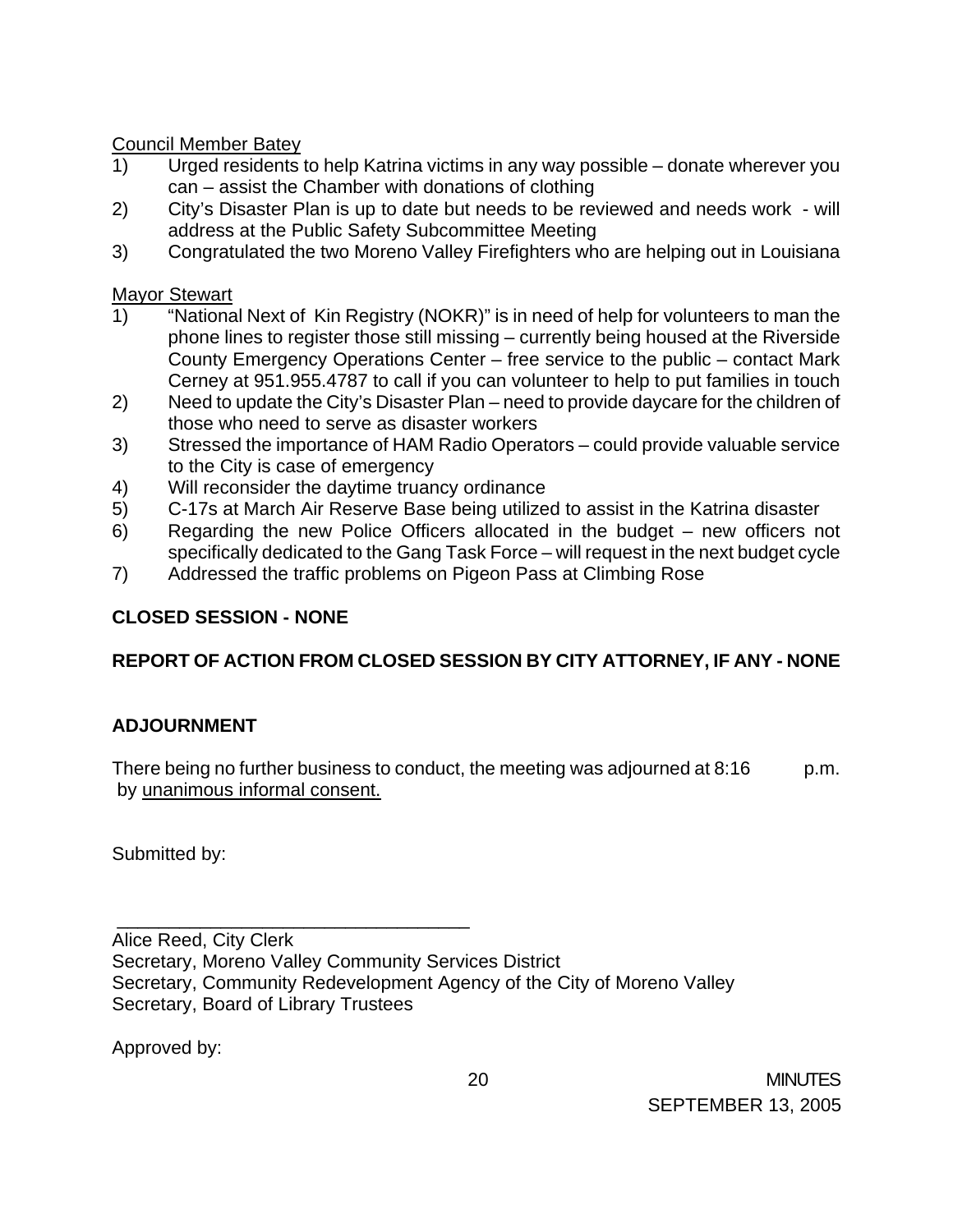Council Member Batey

1) Urged residents to help Katrina victims in any way possible – donate wherever you can – assist the Chamber with donations of clothing
2) City's Disaster Plan is up to date but needs to be reviewed and needs work - will address at the Public Safety Subcommittee Meeting
3) Congratulated the two Moreno Valley Firefighters who are helping out in Louisiana

Mayor Stewart

1) "National Next of Kin Registry (NOKR)" is in need of help for volunteers to man the phone lines to register those still missing – currently being housed at the Riverside County Emergency Operations Center – free service to the public – contact Mark Cerney at 951.955.4787 to call if you can volunteer to help to put families in touch
2) Need to update the City's Disaster Plan – need to provide daycare for the children of those who need to serve as disaster workers
3) Stressed the importance of HAM Radio Operators – could provide valuable service to the City is case of emergency
4) Will reconsider the daytime truancy ordinance
5) C-17s at March Air Reserve Base being utilized to assist in the Katrina disaster
6) Regarding the new Police Officers allocated in the budget – new officers not specifically dedicated to the Gang Task Force – will request in the next budget cycle
7) Addressed the traffic problems on Pigeon Pass at Climbing Rose

**CLOSED SESSION - NONE**

**REPORT OF ACTION FROM CLOSED SESSION BY CITY ATTORNEY, IF ANY - NONE**

**ADJOURNMENT**

There being no further business to conduct, the meeting was adjourned at 8:16 p.m. by unanimous informal consent.

Submitted by:

\_\_\_\_\_\_\_\_\_\_\_\_\_\_\_\_\_\_\_\_\_\_\_\_\_\_\_\_\_\_\_\_\_\_\_\_

Alice Reed, City Clerk
Secretary, Moreno Valley Community Services District
Secretary, Community Redevelopment Agency of the City of Moreno Valley
Secretary, Board of Library Trustees

Approved by: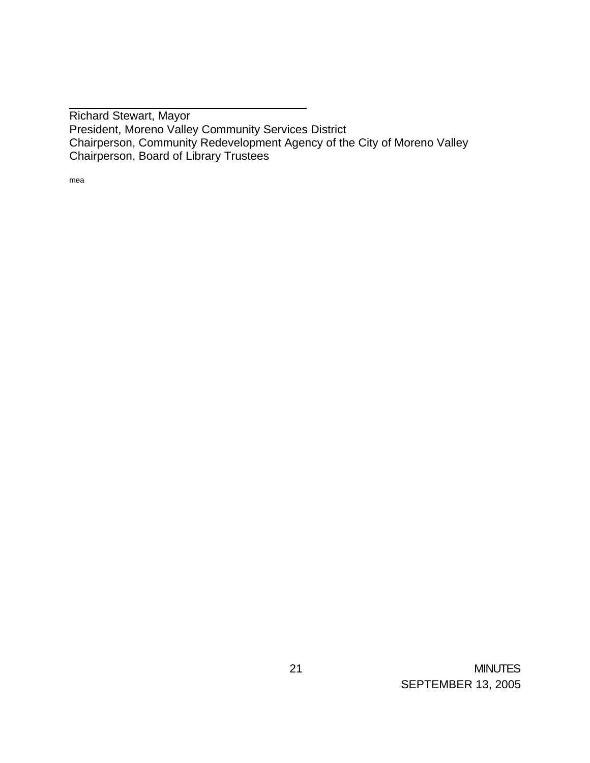\_\_\_\_\_\_\_\_\_\_\_\_\_\_\_\_\_\_\_\_\_\_\_\_\_\_\_\_\_\_\_\_\_\_\_\_\_\_

Richard Stewart, Mayor
President, Moreno Valley Community Services District
Chairperson, Community Redevelopment Agency of the City of Moreno Valley
Chairperson, Board of Library Trustees

mea